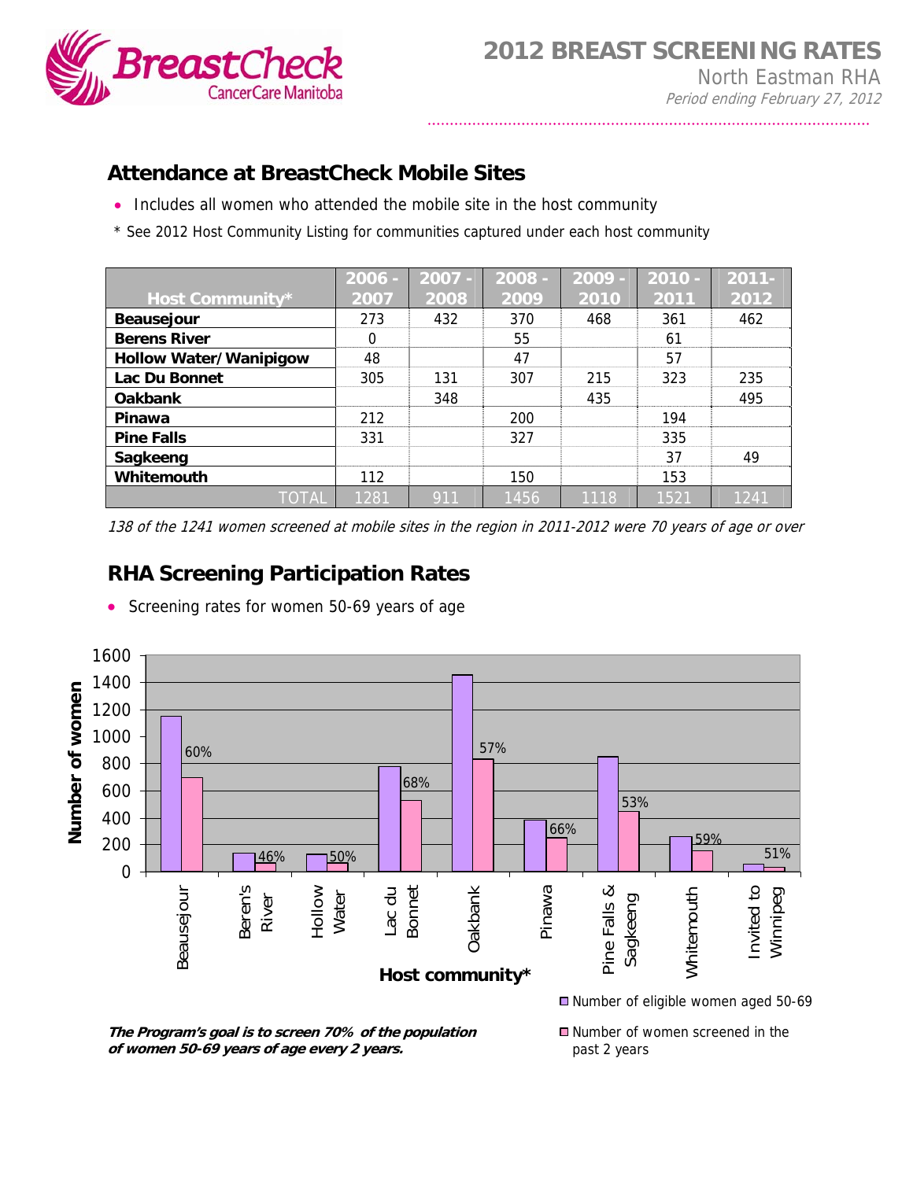# 2012 BREAST SCREENING RATES

North Eastman RHA

*Period ending February 27, 2012*

## Attendance at BreastCheck Mobile Sites

- Includes all women who attended the mobile site in the host community

\* See 2012 Host Community Listing for communities captured under each host community

| Host Community* | 2006 - 2007 | 2007 - 2008 | 2008 - 2009 | 2009 - 2010 | 2010 - 2011 | 2011-2012 |
|---|---|---|---|---|---|---|
| **Beausejour** | 273 | 432 | 370 | 468 | 361 | 462 |
| **Berens River** | 0 | | 55 | | 61 | |
| **Hollow Water/ Wanipigow** | 48 | | 47 | | 57 | |
| **Lac Du Bonnet** | 305 | 131 | 307 | 215 | 323 | 235 |
| **Oakbank** | | 348 | | 435 | | 495 |
| **Pinawa** | 212 | | 200 | | 194 | |
| **Pine Falls** | 331 | | 327 | | 335 | |
| **Sagkeeng** | | | | | 37 | 49 |
| **Whitemouth** | 112 | | 150 | | 153 | |
| TOTAL | 1281 | 911 | 1456 | 1118 | 1521 | 1241 |

*138 of the 1241 women screened at mobile sites in the region in 2011-2012 were 70 years of age or over*

## RHA Screening Participation Rates

- Screening rates for women 50-69 years of age

| Host community* | Participation rate |
|---|---|
| Beausejour | 60% |
| Beren's River | 46% |
| Hollow Water | 50% |
| Lac du Bonnet | 68% |
| Oakbank | 57% |
| Pinawa | 66% |
| Pine Falls & Sagkeeng | 53% |
| Whitemouth | 59% |
| Invited to Winnipeg | 51% |

Number of eligible women aged 50-69

Number of women screened in the past 2 years

***The Program's goal is to screen 70% of the population of women 50-69 years of age every 2 years.***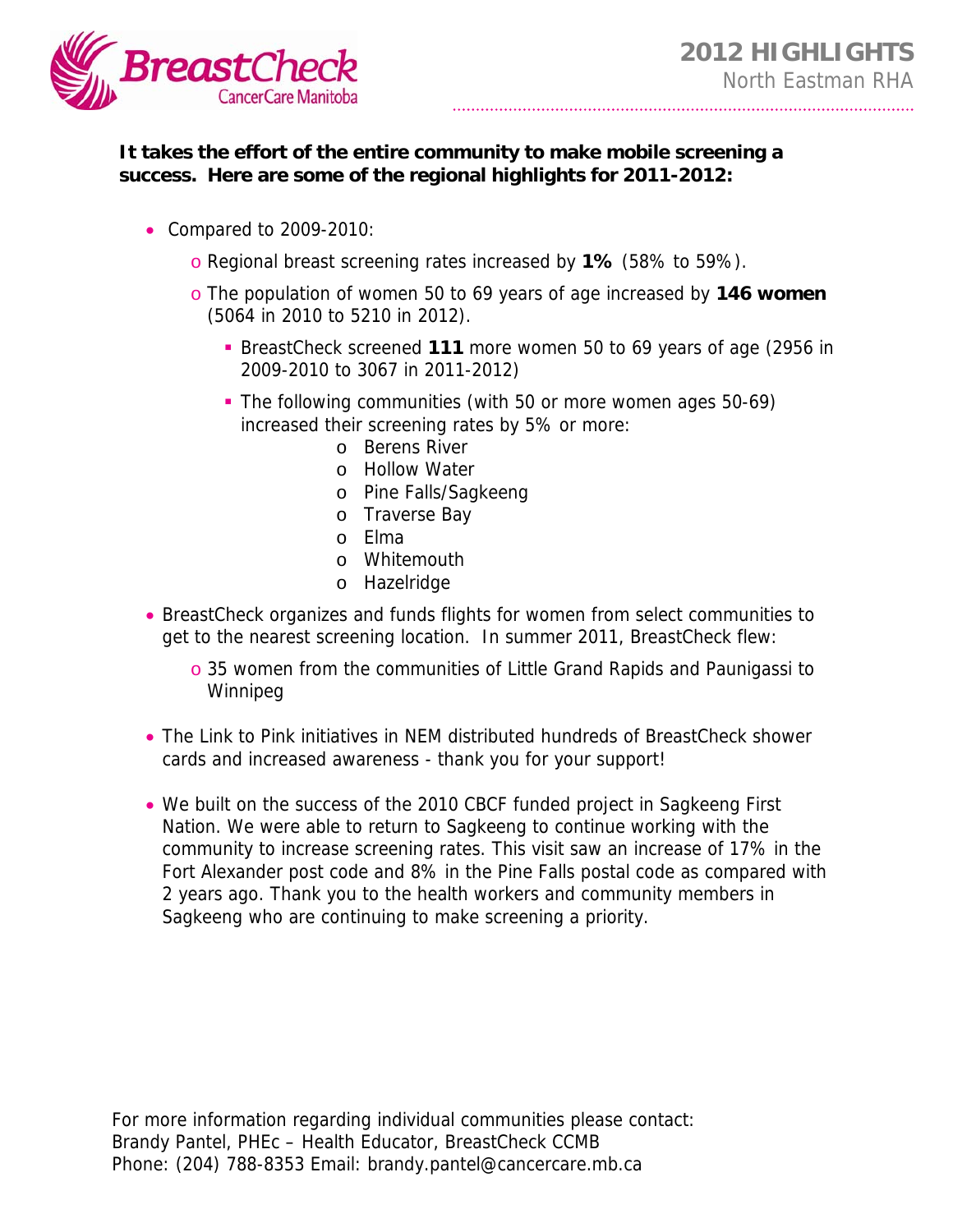# 2012 HIGHLIGHTS

## North Eastman RHA

**It takes the effort of the entire community to make mobile screening a success. Here are some of the regional highlights for 2011-2012:**

- Compared to 2009-2010:
  - Regional breast screening rates increased by **1%** (58% to 59%).
  - The population of women 50 to 69 years of age increased by **146 women** (5064 in 2010 to 5210 in 2012).
    - BreastCheck screened **111** more women 50 to 69 years of age (2956 in 2009-2010 to 3067 in 2011-2012)
    - The following communities (with 50 or more women ages 50-69) increased their screening rates by 5% or more:
      - Berens River
      - Hollow Water
      - Pine Falls/Sagkeeng
      - Traverse Bay
      - Elma
      - Whitemouth
      - Hazelridge
- BreastCheck organizes and funds flights for women from select communities to get to the nearest screening location. In summer 2011, BreastCheck flew:
  - 35 women from the communities of Little Grand Rapids and Paunigassi to Winnipeg
- The Link to Pink initiatives in NEM distributed hundreds of BreastCheck shower cards and increased awareness - thank you for your support!
- We built on the success of the 2010 CBCF funded project in Sagkeeng First Nation. We were able to return to Sagkeeng to continue working with the community to increase screening rates. This visit saw an increase of 17% in the Fort Alexander post code and 8% in the Pine Falls postal code as compared with 2 years ago. Thank you to the health workers and community members in Sagkeeng who are continuing to make screening a priority.

For more information regarding individual communities please contact:
Brandy Pantel, PHEc – Health Educator, BreastCheck CCMB
Phone: (204) 788-8353 Email: brandy.pantel@cancercare.mb.ca